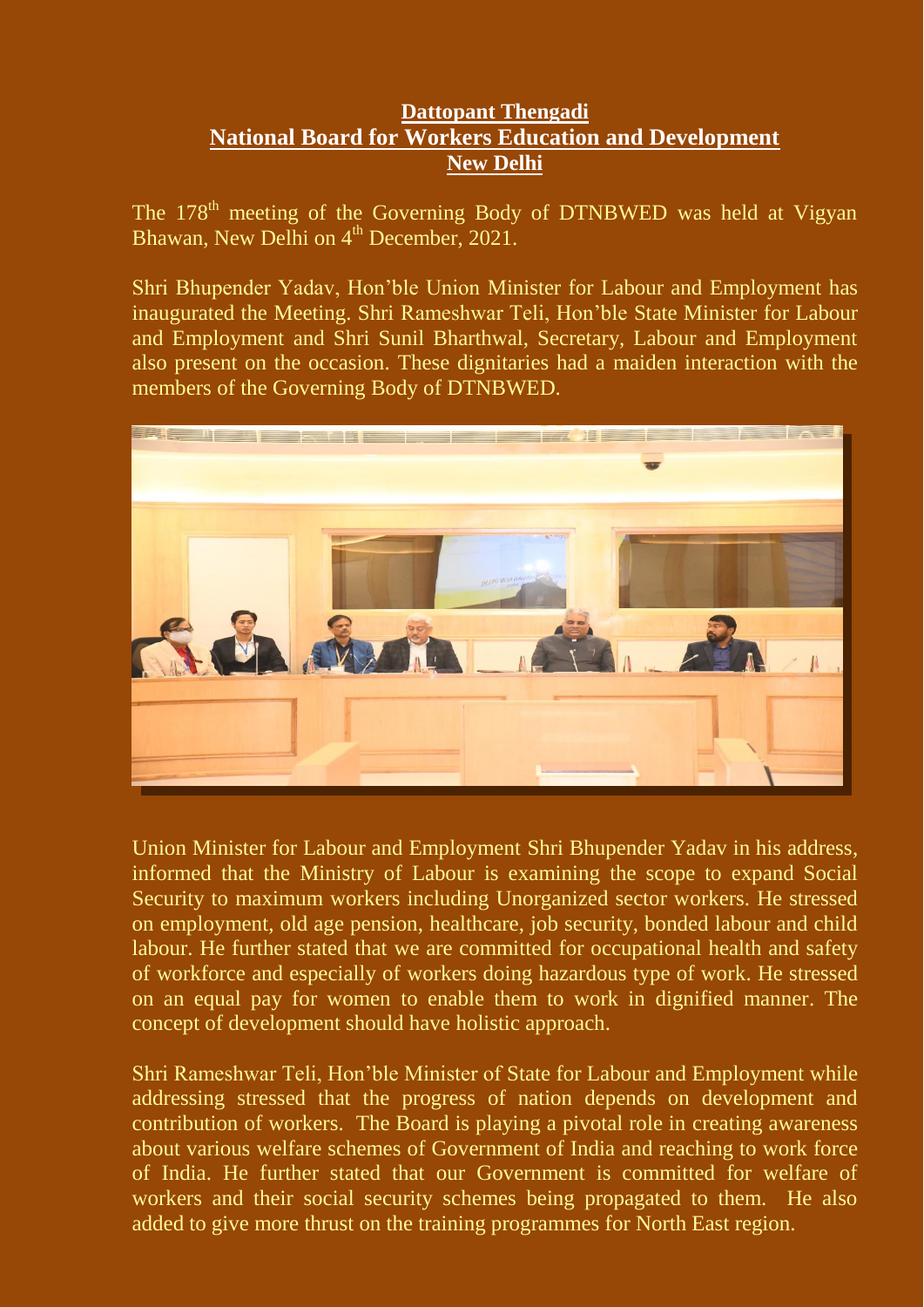**Dattopant Thengadi**
**National Board for Workers Education and Development**
**New Delhi**

The 178th meeting of the Governing Body of DTNBWED was held at Vigyan Bhawan, New Delhi on 4th December, 2021.

Shri Bhupender Yadav, Hon'ble Union Minister for Labour and Employment has inaugurated the Meeting. Shri Rameshwar Teli, Hon'ble State Minister for Labour and Employment and Shri Sunil Bharthwal, Secretary, Labour and Employment also present on the occasion. These dignitaries had a maiden interaction with the members of the Governing Body of DTNBWED.

Union Minister for Labour and Employment Shri Bhupender Yadav in his address, informed that the Ministry of Labour is examining the scope to expand Social Security to maximum workers including Unorganized sector workers. He stressed on employment, old age pension, healthcare, job security, bonded labour and child labour. He further stated that we are committed for occupational health and safety of workforce and especially of workers doing hazardous type of work. He stressed on an equal pay for women to enable them to work in dignified manner. The concept of development should have holistic approach.

Shri Rameshwar Teli, Hon'ble Minister of State for Labour and Employment while addressing stressed that the progress of nation depends on development and contribution of workers. The Board is playing a pivotal role in creating awareness about various welfare schemes of Government of India and reaching to work force of India. He further stated that our Government is committed for welfare of workers and their social security schemes being propagated to them. He also added to give more thrust on the training programmes for North East region.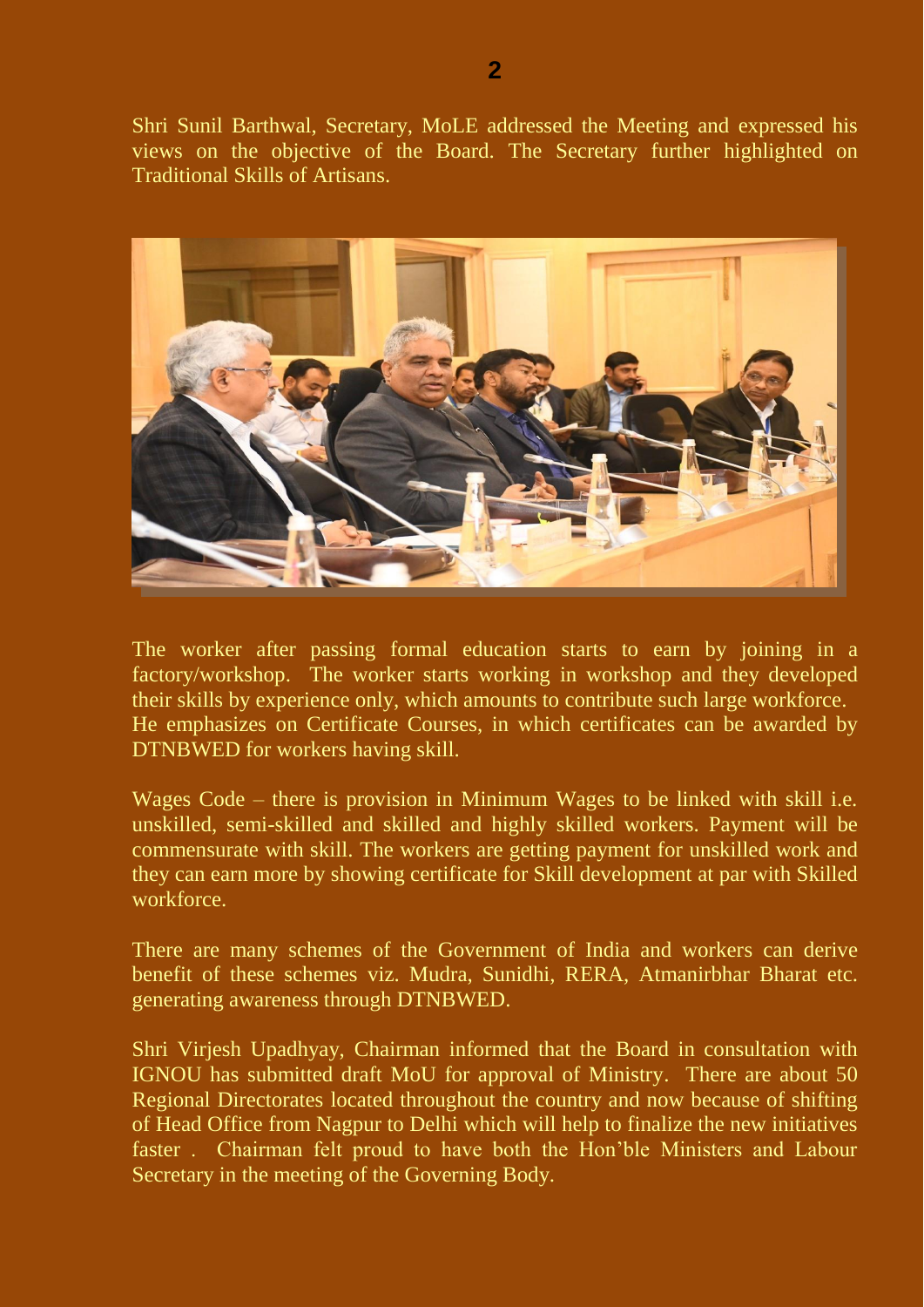Shri Sunil Barthwal, Secretary, MoLE addressed the Meeting and expressed his views on the objective of the Board. The Secretary further highlighted on Traditional Skills of Artisans.

The worker after passing formal education starts to earn by joining in a factory/workshop. The worker starts working in workshop and they developed their skills by experience only, which amounts to contribute such large workforce. He emphasizes on Certificate Courses, in which certificates can be awarded by DTNBWED for workers having skill.

Wages Code – there is provision in Minimum Wages to be linked with skill i.e. unskilled, semi-skilled and skilled and highly skilled workers. Payment will be commensurate with skill. The workers are getting payment for unskilled work and they can earn more by showing certificate for Skill development at par with Skilled workforce.

There are many schemes of the Government of India and workers can derive benefit of these schemes viz. Mudra, Sunidhi, RERA, Atmanirbhar Bharat etc. generating awareness through DTNBWED.

Shri Virjesh Upadhyay, Chairman informed that the Board in consultation with IGNOU has submitted draft MoU for approval of Ministry. There are about 50 Regional Directorates located throughout the country and now because of shifting of Head Office from Nagpur to Delhi which will help to finalize the new initiatives faster . Chairman felt proud to have both the Hon'ble Ministers and Labour Secretary in the meeting of the Governing Body.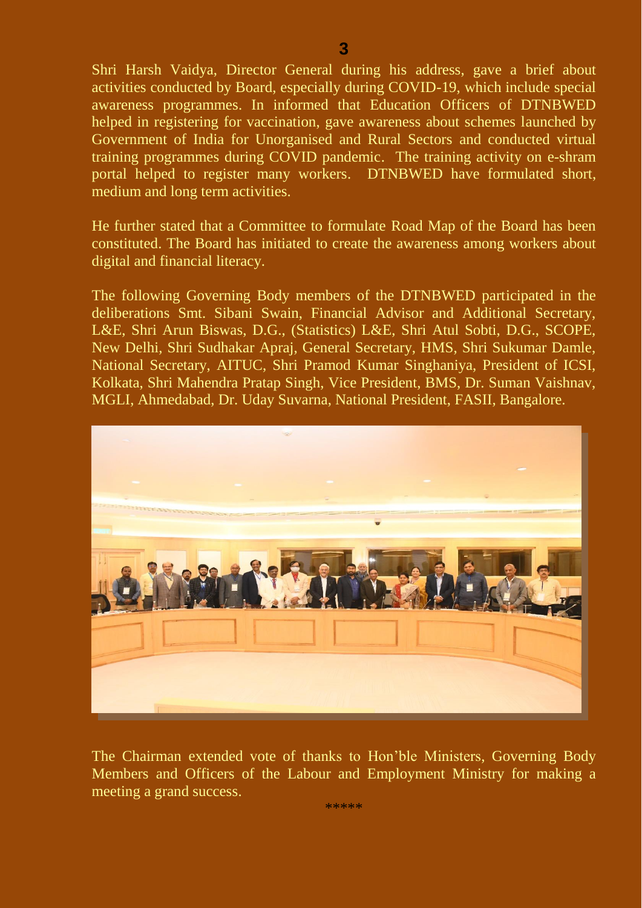Shri Harsh Vaidya, Director General during his address, gave a brief about activities conducted by Board, especially during COVID-19, which include special awareness programmes. In informed that Education Officers of DTNBWED helped in registering for vaccination, gave awareness about schemes launched by Government of India for Unorganised and Rural Sectors and conducted virtual training programmes during COVID pandemic. The training activity on e-shram portal helped to register many workers. DTNBWED have formulated short, medium and long term activities.

He further stated that a Committee to formulate Road Map of the Board has been constituted. The Board has initiated to create the awareness among workers about digital and financial literacy.

The following Governing Body members of the DTNBWED participated in the deliberations Smt. Sibani Swain, Financial Advisor and Additional Secretary, L&E, Shri Arun Biswas, D.G., (Statistics) L&E, Shri Atul Sobti, D.G., SCOPE, New Delhi, Shri Sudhakar Apraj, General Secretary, HMS, Shri Sukumar Damle, National Secretary, AITUC, Shri Pramod Kumar Singhaniya, President of ICSI, Kolkata, Shri Mahendra Pratap Singh, Vice President, BMS, Dr. Suman Vaishnav, MGLI, Ahmedabad, Dr. Uday Suvarna, National President, FASII, Bangalore.

The Chairman extended vote of thanks to Hon'ble Ministers, Governing Body Members and Officers of the Labour and Employment Ministry for making a meeting a grand success.

*****